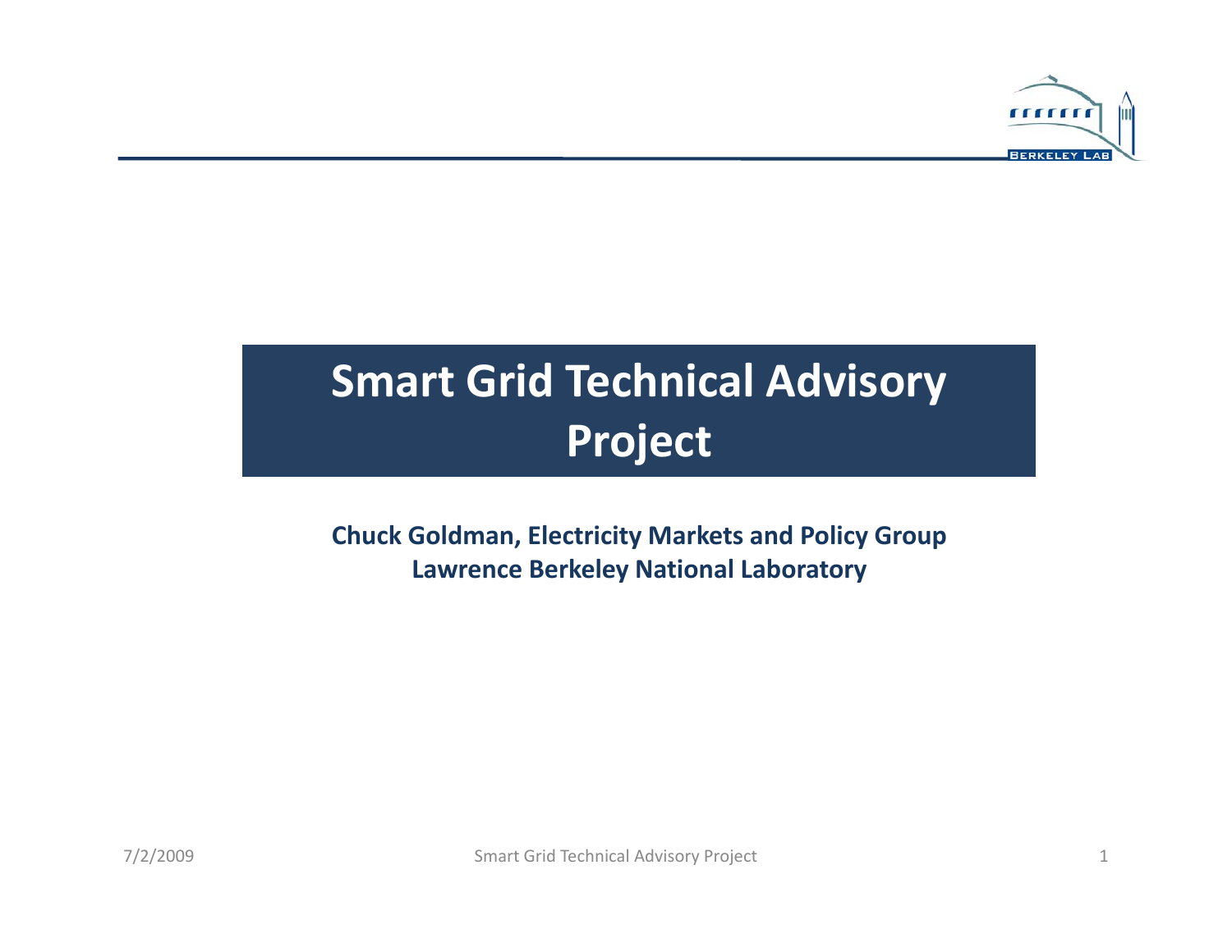# Smart Grid Technical Advisory Project

**Chuck Goldman, Electricity Markets and Policy Group**
**Lawrence Berkeley National Laboratory**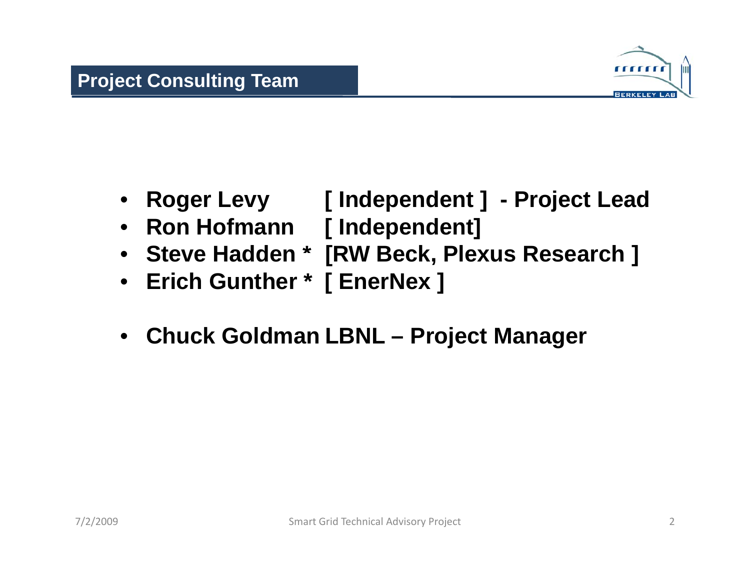## Project Consulting Team

- **Roger Levy [ Independent ] - Project Lead**
- **Ron Hofmann [ Independent]**
- **Steve Hadden * [RW Beck, Plexus Research ]**
- **Erich Gunther * [ EnerNex ]**

- **Chuck Goldman LBNL – Project Manager**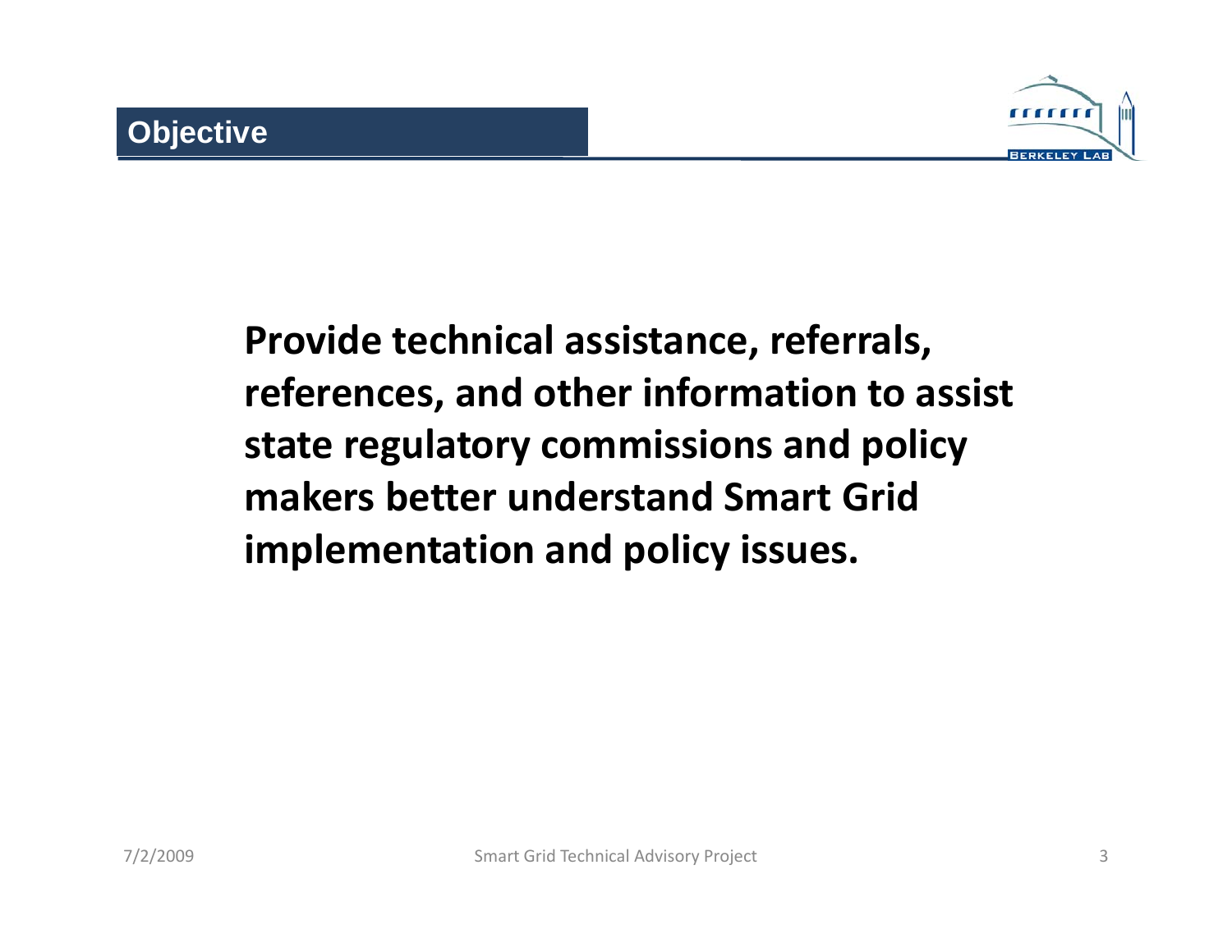## Objective

**Provide technical assistance, referrals, references, and other information to assist state regulatory commissions and policy makers better understand Smart Grid implementation and policy issues.**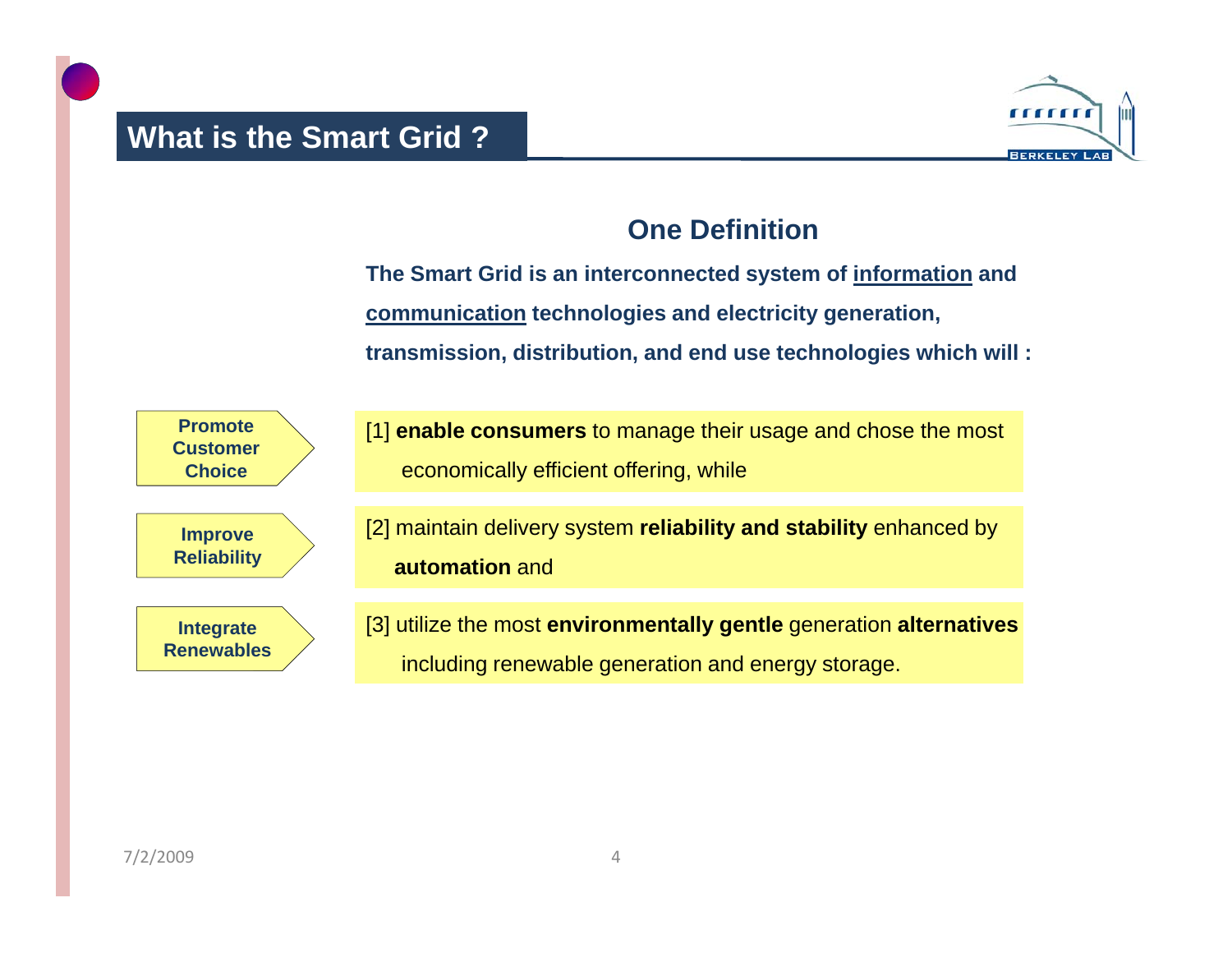# What is the Smart Grid ?

## One Definition

**The Smart Grid is an interconnected system of <u>information</u> and <u>communication</u> technologies and electricity generation, transmission, distribution, and end use technologies which will :**

**Promote Customer Choice** — [1] **enable consumers** to manage their usage and chose the most economically efficient offering, while

**Improve Reliability** — [2] maintain delivery system **reliability and stability** enhanced by **automation** and

**Integrate Renewables** — [3] utilize the most **environmentally gentle** generation **alternatives** including renewable generation and energy storage.

7/2/2009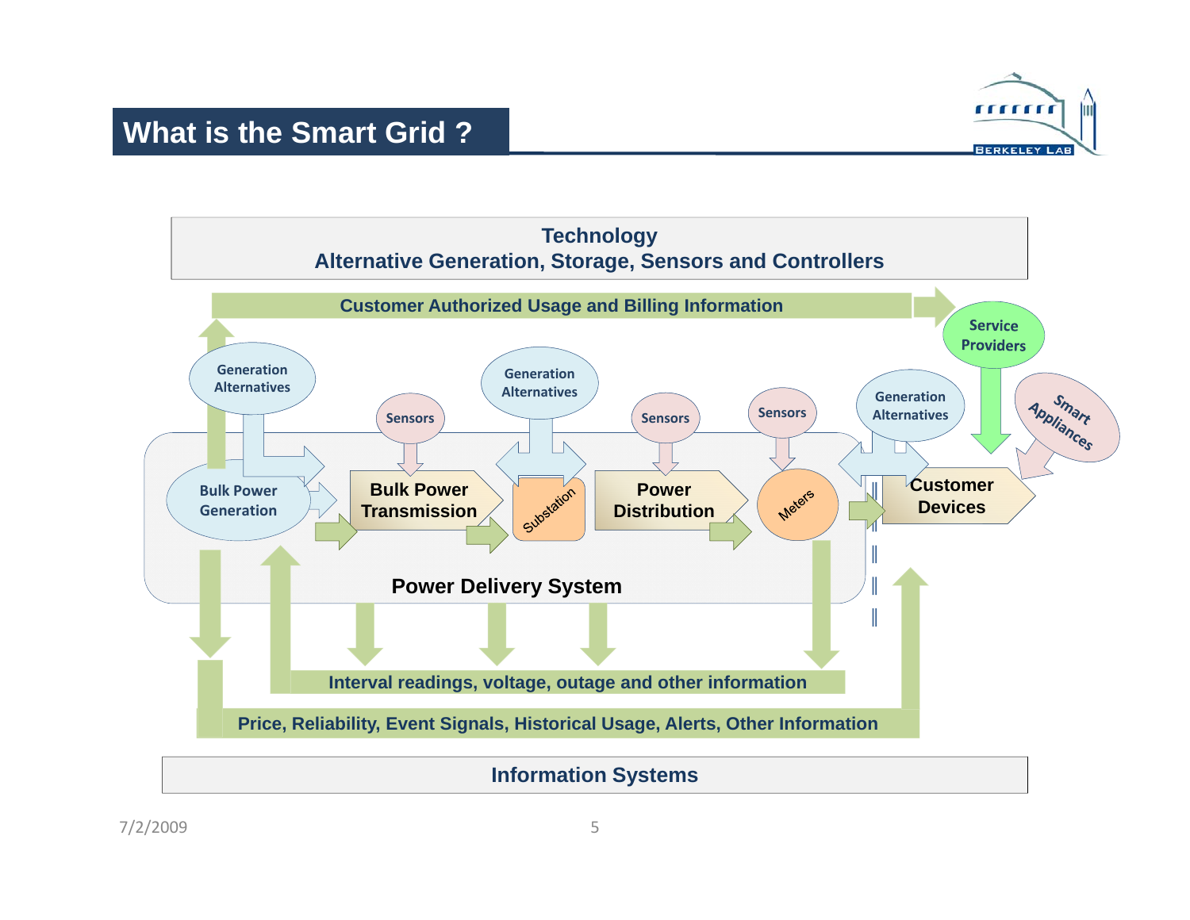# What is the Smart Grid ?

Technology
Alternative Generation, Storage, Sensors and Controllers

Customer Authorized Usage and Billing Information

Service Providers

Generation Alternatives

Generation Alternatives

Generation Alternatives

Smart Appliances

Sensors

Sensors

Sensors

Bulk Power Generation

Bulk Power Transmission

Substation

Power Distribution

Meters

Customer Devices

Power Delivery System

Interval readings, voltage, outage and other information

Price, Reliability, Event Signals, Historical Usage, Alerts, Other Information

Information Systems

7/2/2009